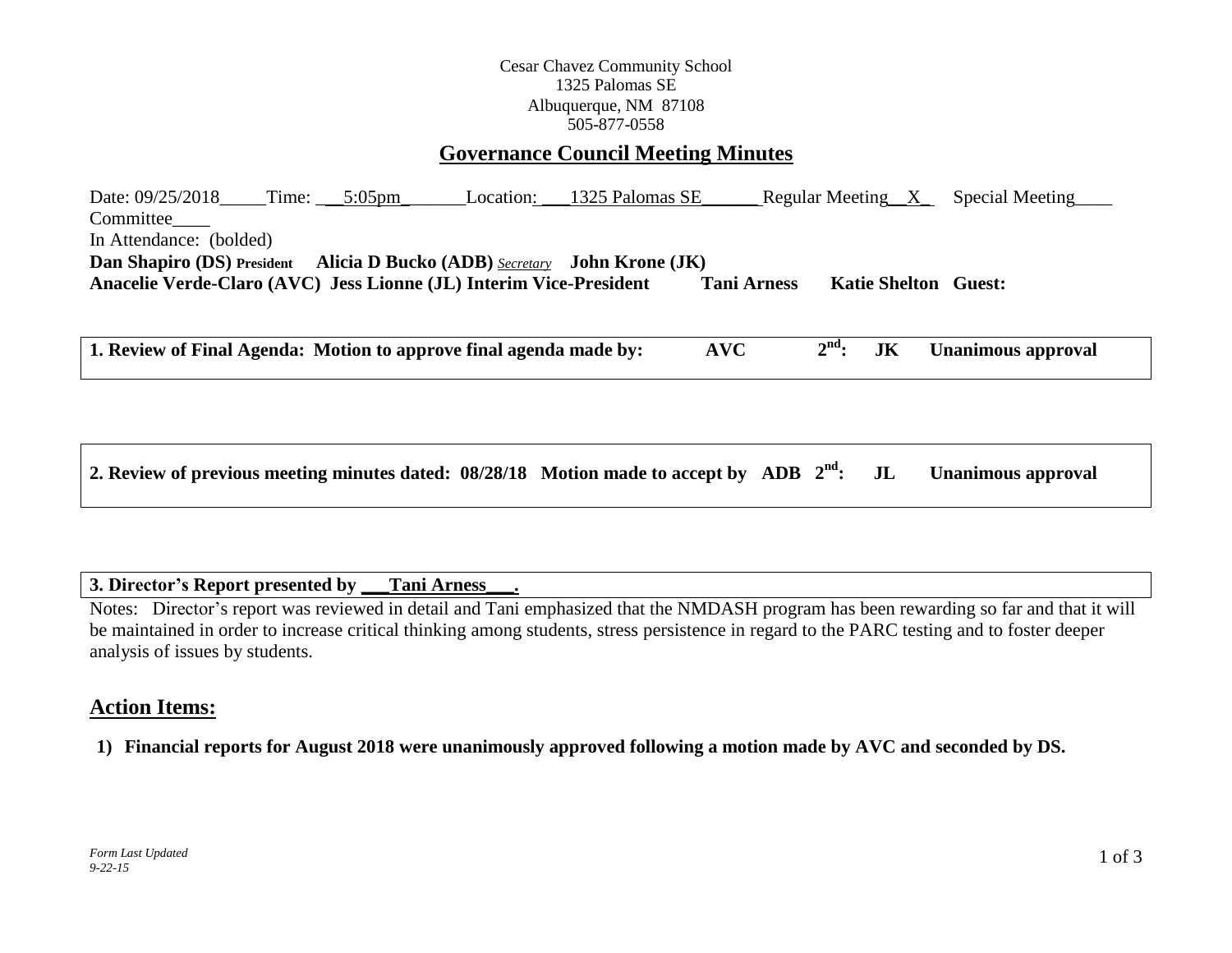Cesar Chavez Community School
1325 Palomas SE
Albuquerque, NM 87108
505-877-0558

# Governance Council Meeting Minutes

Date: 09/25/2018_____Time: \_\_5:05pm\_______Location: \_\_\_1325 Palomas SE\_\_\_\_\_\_ Regular Meeting\_\_X\_ Special Meeting\_\_\_\_ Committee\_\_\_\_

In Attendance: (bolded)

**Dan Shapiro (DS) President** **Alicia D Bucko (ADB)** *Secretary* **John Krone (JK)**
**Anacelie Verde-Claro (AVC) Jess Lionne (JL) Interim Vice-President** **Tani Arness** **Katie Shelton** **Guest:**

**1. Review of Final Agenda: Motion to approve final agenda made by: AVC 2nd: JK Unanimous approval**

**2. Review of previous meeting minutes dated: 08/28/18 Motion made to accept by ADB 2nd: JL Unanimous approval**

**3. Director's Report presented by \_\_\_Tani Arness\_\_\_.**

Notes: Director's report was reviewed in detail and Tani emphasized that the NMDASH program has been rewarding so far and that it will be maintained in order to increase critical thinking among students, stress persistence in regard to the PARC testing and to foster deeper analysis of issues by students.

## Action Items:

1) **Financial reports for August 2018 were unanimously approved following a motion made by AVC and seconded by DS.**

*Form Last Updated 9-22-15*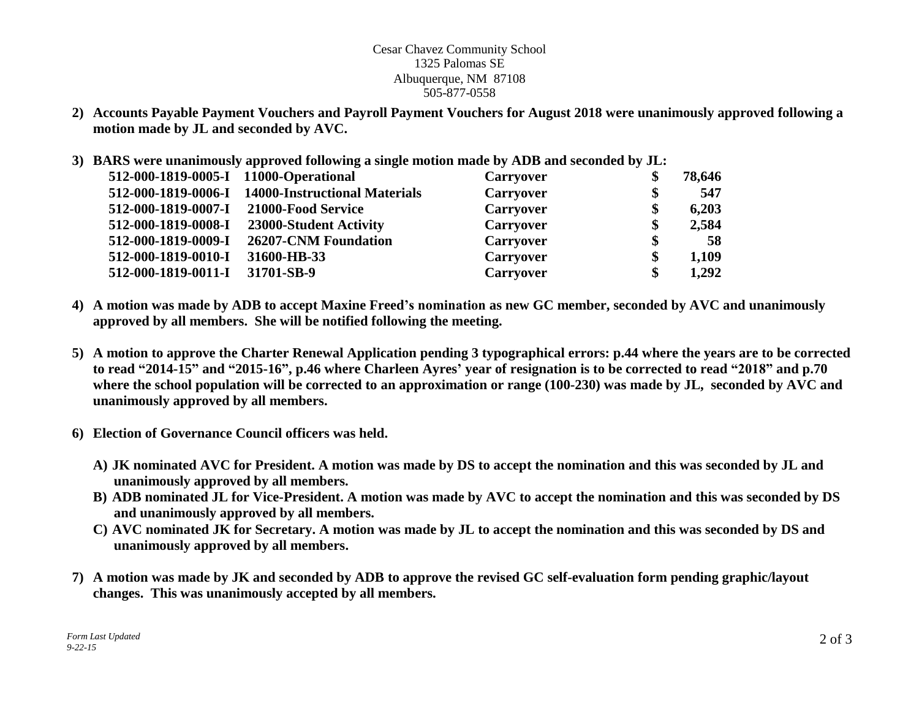Cesar Chavez Community School
1325 Palomas SE
Albuquerque, NM 87108
505-877-0558

2) **Accounts Payable Payment Vouchers and Payroll Payment Vouchers for August 2018 were unanimously approved following a motion made by JL and seconded by AVC.**

3) **BARS were unanimously approved following a single motion made by ADB and seconded by JL:**

| | | | |
|---|---|---|---|
| **512-000-1819-0005-I** | **11000-Operational** | **Carryover** | **$ 78,646** |
| **512-000-1819-0006-I** | **14000-Instructional Materials** | **Carryover** | **$ 547** |
| **512-000-1819-0007-I** | **21000-Food Service** | **Carryover** | **$ 6,203** |
| **512-000-1819-0008-I** | **23000-Student Activity** | **Carryover** | **$ 2,584** |
| **512-000-1819-0009-I** | **26207-CNM Foundation** | **Carryover** | **$ 58** |
| **512-000-1819-0010-I** | **31600-HB-33** | **Carryover** | **$ 1,109** |
| **512-000-1819-0011-I** | **31701-SB-9** | **Carryover** | **$ 1,292** |

4) **A motion was made by ADB to accept Maxine Freed's nomination as new GC member, seconded by AVC and unanimously approved by all members. She will be notified following the meeting.**

5) **A motion to approve the Charter Renewal Application pending 3 typographical errors: p.44 where the years are to be corrected to read "2014-15" and "2015-16", p.46 where Charleen Ayres' year of resignation is to be corrected to read "2018" and p.70 where the school population will be corrected to an approximation or range (100-230) was made by JL, seconded by AVC and unanimously approved by all members.**

6) **Election of Governance Council officers was held.**

   A) **JK nominated AVC for President. A motion was made by DS to accept the nomination and this was seconded by JL and unanimously approved by all members.**
   B) **ADB nominated JL for Vice-President. A motion was made by AVC to accept the nomination and this was seconded by DS and unanimously approved by all members.**
   C) **AVC nominated JK for Secretary. A motion was made by JL to accept the nomination and this was seconded by DS and unanimously approved by all members.**

7) **A motion was made by JK and seconded by ADB to approve the revised GC self-evaluation form pending graphic/layout changes. This was unanimously accepted by all members.**

*Form Last Updated 9-22-15*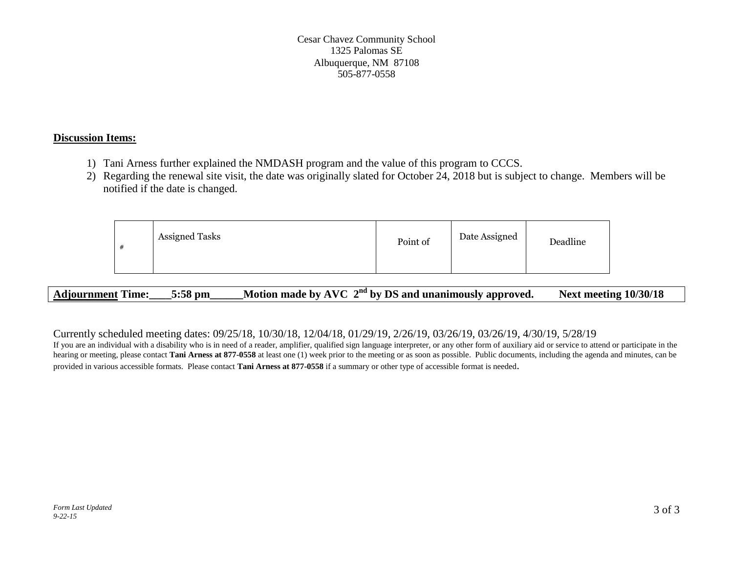Cesar Chavez Community School
1325 Palomas SE
Albuquerque, NM 87108
505-877-0558

**Discussion Items:**

1) Tani Arness further explained the NMDASH program and the value of this program to CCCS.
2) Regarding the renewal site visit, the date was originally slated for October 24, 2018 but is subject to change. Members will be notified if the date is changed.

| # | Assigned Tasks | Point of | Date Assigned | Deadline |
|---|---|---|---|---|

**Adjournment Time:\_\_\_\_5:58 pm\_\_\_\_\_\_Motion made by AVC 2nd by DS and unanimously approved. Next meeting 10/30/18**

Currently scheduled meeting dates: 09/25/18, 10/30/18, 12/04/18, 01/29/19, 2/26/19, 03/26/19, 03/26/19, 4/30/19, 5/28/19

If you are an individual with a disability who is in need of a reader, amplifier, qualified sign language interpreter, or any other form of auxiliary aid or service to attend or participate in the hearing or meeting, please contact **Tani Arness at 877-0558** at least one (1) week prior to the meeting or as soon as possible. Public documents, including the agenda and minutes, can be provided in various accessible formats. Please contact **Tani Arness at 877-0558** if a summary or other type of accessible format is needed.

*Form Last Updated*
*9-22-15*